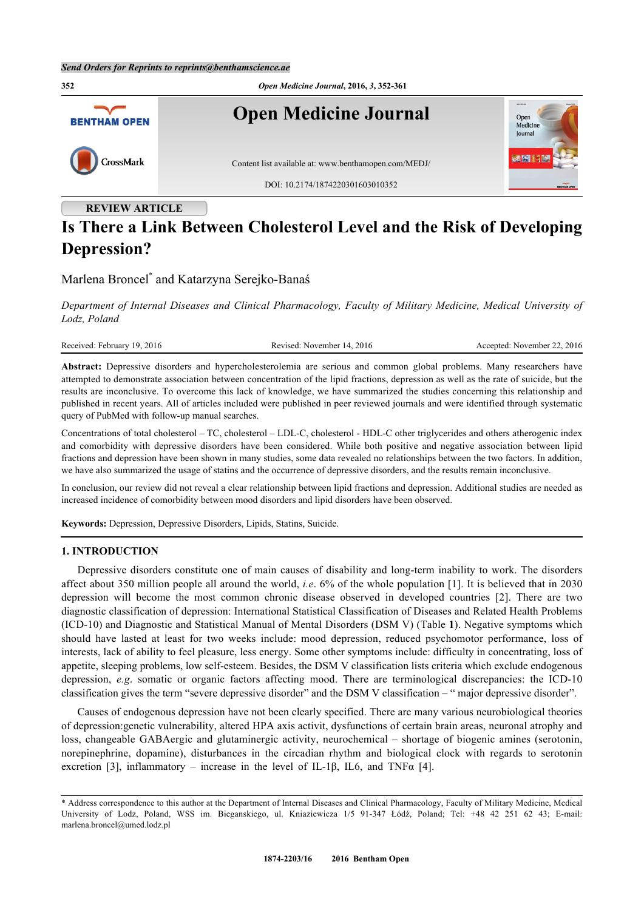REVIEW ARTICLE

# Is There a Link Between Cholesterol Level and the Risk of Developing Depression?

Marlena Broncel* and Katarzyna Serejko-Banaś

*Department of Internal Diseases and Clinical Pharmacology, Faculty of Military Medicine, Medical University of Lodz, Poland*

Received: February 19, 2016 Revised: November 14, 2016 Accepted: November 22, 2016

**Abstract:** Depressive disorders and hypercholesterolemia are serious and common global problems. Many researchers have attempted to demonstrate association between concentration of the lipid fractions, depression as well as the rate of suicide, but the results are inconclusive. To overcome this lack of knowledge, we have summarized the studies concerning this relationship and published in recent years. All of articles included were published in peer reviewed journals and were identified through systematic query of PubMed with follow-up manual searches.

Concentrations of total cholesterol – TC, cholesterol – LDL-C, cholesterol - HDL-C other triglycerides and others atherogenic index and comorbidity with depressive disorders have been considered. While both positive and negative association between lipid fractions and depression have been shown in many studies, some data revealed no relationships between the two factors. In addition, we have also summarized the usage of statins and the occurrence of depressive disorders, and the results remain inconclusive.

In conclusion, our review did not reveal a clear relationship between lipid fractions and depression. Additional studies are needed as increased incidence of comorbidity between mood disorders and lipid disorders have been observed.

**Keywords:** Depression, Depressive Disorders, Lipids, Statins, Suicide.

## 1. INTRODUCTION

Depressive disorders constitute one of main causes of disability and long-term inability to work. The disorders affect about 350 million people all around the world, *i.e.* 6% of the whole population [1]. It is believed that in 2030 depression will become the most common chronic disease observed in developed countries [2]. There are two diagnostic classification of depression: International Statistical Classification of Diseases and Related Health Problems (ICD-10) and Diagnostic and Statistical Manual of Mental Disorders (DSM V) (Table **1**). Negative symptoms which should have lasted at least for two weeks include: mood depression, reduced psychomotor performance, loss of interests, lack of ability to feel pleasure, less energy. Some other symptoms include: difficulty in concentrating, loss of appetite, sleeping problems, low self-esteem. Besides, the DSM V classification lists criteria which exclude endogenous depression, *e.g.* somatic or organic factors affecting mood. There are terminological discrepancies: the ICD-10 classification gives the term "severe depressive disorder" and the DSM V classification – " major depressive disorder".

Causes of endogenous depression have not been clearly specified. There are many various neurobiological theories of depression:genetic vulnerability, altered HPA axis activit, dysfunctions of certain brain areas, neuronal atrophy and loss, changeable GABAergic and glutaminergic activity, neurochemical – shortage of biogenic amines (serotonin, norepinephrine, dopamine), disturbances in the circadian rhythm and biological clock with regards to serotonin excretion [3], inflammatory – increase in the level of IL-1β, IL6, and TNFα [4].

\* Address correspondence to this author at the Department of Internal Diseases and Clinical Pharmacology, Faculty of Military Medicine, Medical University of Lodz, Poland, WSS im. Bieganskiego, ul. Kniaziewicza 1/5 91-347 Łódź, Poland; Tel: +48 42 251 62 43; E-mail: marlena.broncel@umed.lodz.pl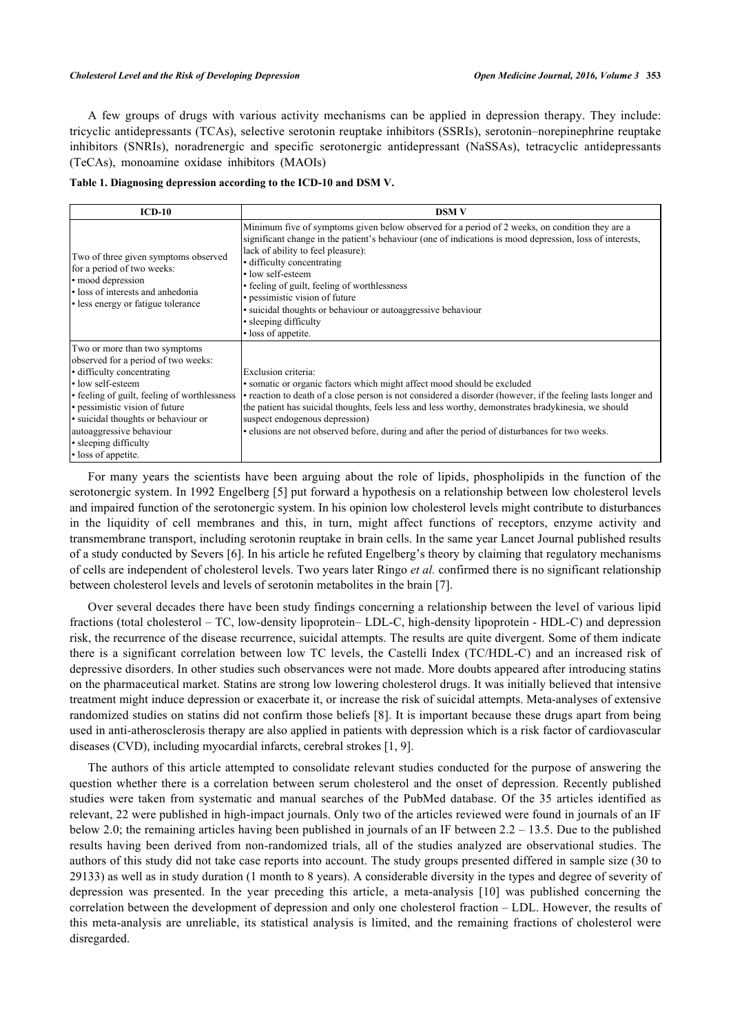A few groups of drugs with various activity mechanisms can be applied in depression therapy. They include: tricyclic antidepressants (TCAs), selective serotonin reuptake inhibitors (SSRIs), serotonin–norepinephrine reuptake inhibitors (SNRIs), noradrenergic and specific serotonergic antidepressant (NaSSAs), tetracyclic antidepressants (TeCAs), monoamine oxidase inhibitors (MAOIs)

**Table 1. Diagnosing depression according to the ICD-10 and DSM V.**

| ICD-10 | DSM V |
|---|---|
| Two of three given symptoms observed for a period of two weeks:<br>• mood depression<br>• loss of interests and anhedonia<br>• less energy or fatigue tolerance | Minimum five of symptoms given below observed for a period of 2 weeks, on condition they are a significant change in the patient's behaviour (one of indications is mood depression, loss of interests, lack of ability to feel pleasure):<br>• difficulty concentrating<br>• low self-esteem<br>• feeling of guilt, feeling of worthlessness<br>• pessimistic vision of future<br>• suicidal thoughts or behaviour or autoaggressive behaviour<br>• sleeping difficulty<br>• loss of appetite. |
| Two or more than two symptoms observed for a period of two weeks:<br>• difficulty concentrating<br>• low self-esteem<br>• feeling of guilt, feeling of worthlessness<br>• pessimistic vision of future<br>• suicidal thoughts or behaviour or autoaggressive behaviour<br>• sleeping difficulty<br>• loss of appetite. | Exclusion criteria:<br>• somatic or organic factors which might affect mood should be excluded<br>• reaction to death of a close person is not considered a disorder (however, if the feeling lasts longer and the patient has suicidal thoughts, feels less and less worthy, demonstrates bradykinesia, we should suspect endogenous depression)<br>• elusions are not observed before, during and after the period of disturbances for two weeks. |

For many years the scientists have been arguing about the role of lipids, phospholipids in the function of the serotonergic system. In 1992 Engelberg [5] put forward a hypothesis on a relationship between low cholesterol levels and impaired function of the serotonergic system. In his opinion low cholesterol levels might contribute to disturbances in the liquidity of cell membranes and this, in turn, might affect functions of receptors, enzyme activity and transmembrane transport, including serotonin reuptake in brain cells. In the same year Lancet Journal published results of a study conducted by Severs [6]. In his article he refuted Engelberg's theory by claiming that regulatory mechanisms of cells are independent of cholesterol levels. Two years later Ringo *et al.* confirmed there is no significant relationship between cholesterol levels and levels of serotonin metabolites in the brain [7].

Over several decades there have been study findings concerning a relationship between the level of various lipid fractions (total cholesterol – TC, low-density lipoprotein– LDL-C, high-density lipoprotein - HDL-C) and depression risk, the recurrence of the disease recurrence, suicidal attempts. The results are quite divergent. Some of them indicate there is a significant correlation between low TC levels, the Castelli Index (TC/HDL-C) and an increased risk of depressive disorders. In other studies such observances were not made. More doubts appeared after introducing statins on the pharmaceutical market. Statins are strong low lowering cholesterol drugs. It was initially believed that intensive treatment might induce depression or exacerbate it, or increase the risk of suicidal attempts. Meta-analyses of extensive randomized studies on statins did not confirm those beliefs [8]. It is important because these drugs apart from being used in anti-atherosclerosis therapy are also applied in patients with depression which is a risk factor of cardiovascular diseases (CVD), including myocardial infarcts, cerebral strokes [1, 9].

The authors of this article attempted to consolidate relevant studies conducted for the purpose of answering the question whether there is a correlation between serum cholesterol and the onset of depression. Recently published studies were taken from systematic and manual searches of the PubMed database. Of the 35 articles identified as relevant, 22 were published in high-impact journals. Only two of the articles reviewed were found in journals of an IF below 2.0; the remaining articles having been published in journals of an IF between 2.2 – 13.5. Due to the published results having been derived from non-randomized trials, all of the studies analyzed are observational studies. The authors of this study did not take case reports into account. The study groups presented differed in sample size (30 to 29133) as well as in study duration (1 month to 8 years). A considerable diversity in the types and degree of severity of depression was presented. In the year preceding this article, a meta-analysis [10] was published concerning the correlation between the development of depression and only one cholesterol fraction – LDL. However, the results of this meta-analysis are unreliable, its statistical analysis is limited, and the remaining fractions of cholesterol were disregarded.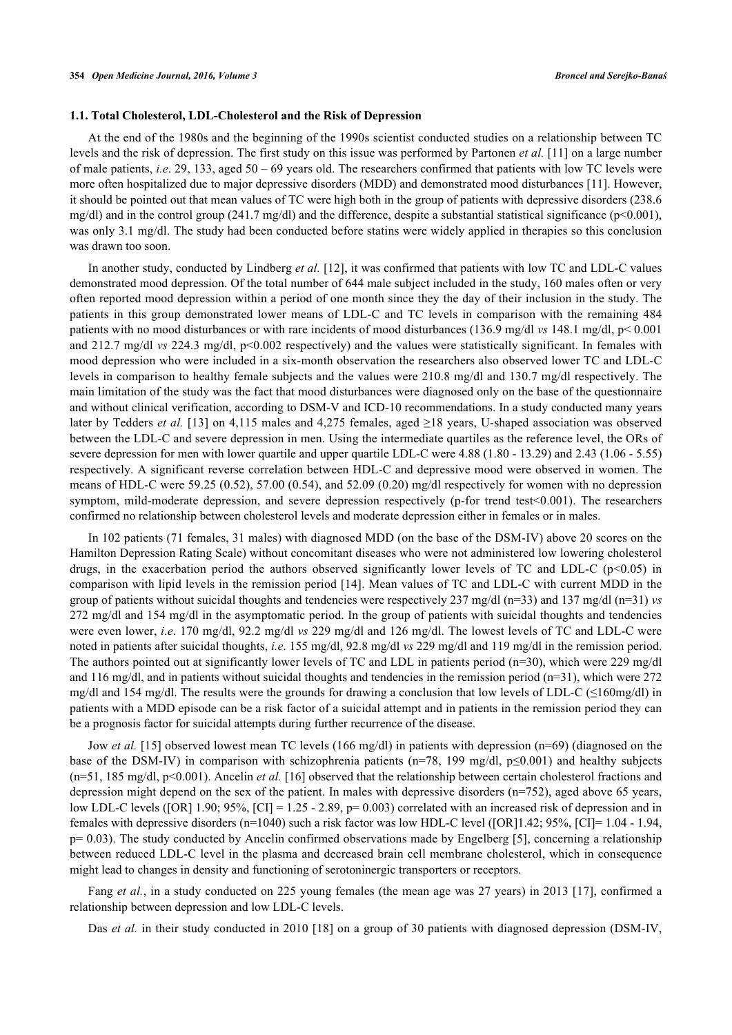### 1.1. Total Cholesterol, LDL-Cholesterol and the Risk of Depression

At the end of the 1980s and the beginning of the 1990s scientist conducted studies on a relationship between TC levels and the risk of depression. The first study on this issue was performed by Partonen *et al.* [11] on a large number of male patients, *i.e*. 29, 133, aged 50 – 69 years old. The researchers confirmed that patients with low TC levels were more often hospitalized due to major depressive disorders (MDD) and demonstrated mood disturbances [11]. However, it should be pointed out that mean values of TC were high both in the group of patients with depressive disorders (238.6 mg/dl) and in the control group (241.7 mg/dl) and the difference, despite a substantial statistical significance ($p<0.001$), was only 3.1 mg/dl. The study had been conducted before statins were widely applied in therapies so this conclusion was drawn too soon.

In another study, conducted by Lindberg *et al*. [12], it was confirmed that patients with low TC and LDL-C values demonstrated mood depression. Of the total number of 644 male subject included in the study, 160 males often or very often reported mood depression within a period of one month since they the day of their inclusion in the study. The patients in this group demonstrated lower means of LDL-C and TC levels in comparison with the remaining 484 patients with no mood disturbances or with rare incidents of mood disturbances (136.9 mg/dl *vs* 148.1 mg/dl, $p< 0.001$ and 212.7 mg/dl *vs* 224.3 mg/dl, $p<0.002$ respectively) and the values were statistically significant. In females with mood depression who were included in a six-month observation the researchers also observed lower TC and LDL-C levels in comparison to healthy female subjects and the values were 210.8 mg/dl and 130.7 mg/dl respectively. The main limitation of the study was the fact that mood disturbances were diagnosed only on the base of the questionnaire and without clinical verification, according to DSM-V and ICD-10 recommendations. In a study conducted many years later by Tedders *et al.* [13] on 4,115 males and 4,275 females, aged ≥18 years, U-shaped association was observed between the LDL-C and severe depression in men. Using the intermediate quartiles as the reference level, the ORs of severe depression for men with lower quartile and upper quartile LDL-C were 4.88 (1.80 - 13.29) and 2.43 (1.06 - 5.55) respectively. A significant reverse correlation between HDL-C and depressive mood were observed in women. The means of HDL-C were 59.25 (0.52), 57.00 (0.54), and 52.09 (0.20) mg/dl respectively for women with no depression symptom, mild-moderate depression, and severe depression respectively (p-for trend test<0.001). The researchers confirmed no relationship between cholesterol levels and moderate depression either in females or in males.

In 102 patients (71 females, 31 males) with diagnosed MDD (on the base of the DSM-IV) above 20 scores on the Hamilton Depression Rating Scale) without concomitant diseases who were not administered low lowering cholesterol drugs, in the exacerbation period the authors observed significantly lower levels of TC and LDL-C ($p<0.05$) in comparison with lipid levels in the remission period [14]. Mean values of TC and LDL-C with current MDD in the group of patients without suicidal thoughts and tendencies were respectively 237 mg/dl (n=33) and 137 mg/dl (n=31) *vs* 272 mg/dl and 154 mg/dl in the asymptomatic period. In the group of patients with suicidal thoughts and tendencies were even lower, *i.e*. 170 mg/dl, 92.2 mg/dl *vs* 229 mg/dl and 126 mg/dl. The lowest levels of TC and LDL-C were noted in patients after suicidal thoughts, *i.e.* 155 mg/dl, 92.8 mg/dl *vs* 229 mg/dl and 119 mg/dl in the remission period. The authors pointed out at significantly lower levels of TC and LDL in patients period (n=30), which were 229 mg/dl and 116 mg/dl, and in patients without suicidal thoughts and tendencies in the remission period (n=31), which were 272 mg/dl and 154 mg/dl. The results were the grounds for drawing a conclusion that low levels of LDL-C (≤160mg/dl) in patients with a MDD episode can be a risk factor of a suicidal attempt and in patients in the remission period they can be a prognosis factor for suicidal attempts during further recurrence of the disease.

Jow *et al.* [15] observed lowest mean TC levels (166 mg/dl) in patients with depression (n=69) (diagnosed on the base of the DSM-IV) in comparison with schizophrenia patients (n=78, 199 mg/dl, $p\leq0.001$) and healthy subjects (n=51, 185 mg/dl, $p<0.001$). Ancelin *et al.* [16] observed that the relationship between certain cholesterol fractions and depression might depend on the sex of the patient. In males with depressive disorders (n=752), aged above 65 years, low LDL-C levels ([OR] 1.90; 95%, [CI] = 1.25 - 2.89, p= 0.003) correlated with an increased risk of depression and in females with depressive disorders (n=1040) such a risk factor was low HDL-C level ([OR]1.42; 95%, [CI]= 1.04 - 1.94, p= 0.03). The study conducted by Ancelin confirmed observations made by Engelberg [5], concerning a relationship between reduced LDL-C level in the plasma and decreased brain cell membrane cholesterol, which in consequence might lead to changes in density and functioning of serotoninergic transporters or receptors.

Fang *et al.*, in a study conducted on 225 young females (the mean age was 27 years) in 2013 [17], confirmed a relationship between depression and low LDL-C levels.

Das *et al.* in their study conducted in 2010 [18] on a group of 30 patients with diagnosed depression (DSM-IV,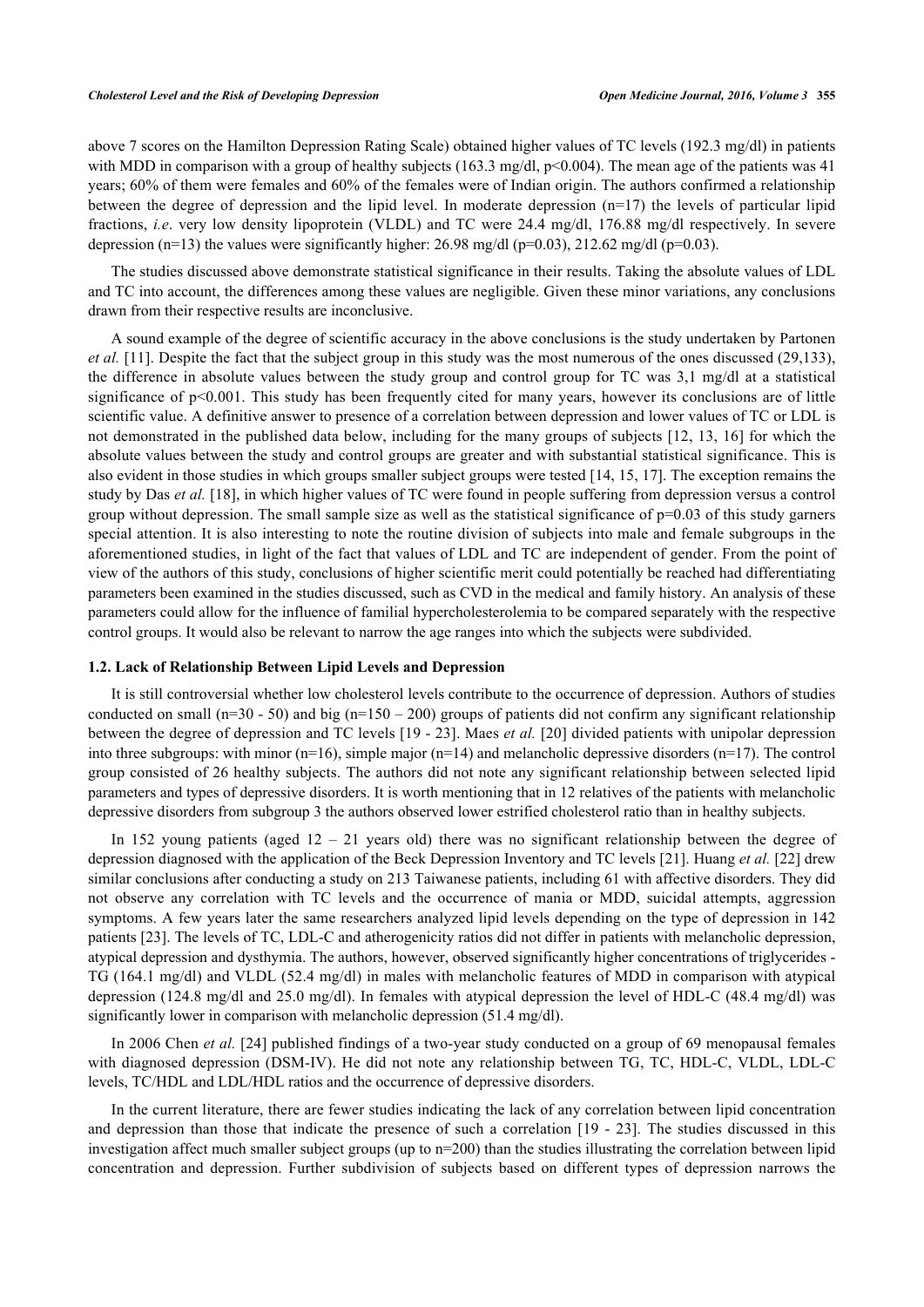above 7 scores on the Hamilton Depression Rating Scale) obtained higher values of TC levels (192.3 mg/dl) in patients with MDD in comparison with a group of healthy subjects (163.3 mg/dl, $p<0.004$). The mean age of the patients was 41 years; 60% of them were females and 60% of the females were of Indian origin. The authors confirmed a relationship between the degree of depression and the lipid level. In moderate depression (n=17) the levels of particular lipid fractions, *i.e*. very low density lipoprotein (VLDL) and TC were 24.4 mg/dl, 176.88 mg/dl respectively. In severe depression (n=13) the values were significantly higher: 26.98 mg/dl ($p=0.03$), 212.62 mg/dl ($p=0.03$).

The studies discussed above demonstrate statistical significance in their results. Taking the absolute values of LDL and TC into account, the differences among these values are negligible. Given these minor variations, any conclusions drawn from their respective results are inconclusive.

A sound example of the degree of scientific accuracy in the above conclusions is the study undertaken by Partonen *et al.* [11]. Despite the fact that the subject group in this study was the most numerous of the ones discussed (29,133), the difference in absolute values between the study group and control group for TC was 3,1 mg/dl at a statistical significance of $p<0.001$. This study has been frequently cited for many years, however its conclusions are of little scientific value. A definitive answer to presence of a correlation between depression and lower values of TC or LDL is not demonstrated in the published data below, including for the many groups of subjects [12, 13, 16] for which the absolute values between the study and control groups are greater and with substantial statistical significance. This is also evident in those studies in which groups smaller subject groups were tested [14, 15, 17]. The exception remains the study by Das *et al.* [18], in which higher values of TC were found in people suffering from depression versus a control group without depression. The small sample size as well as the statistical significance of $p=0.03$ of this study garners special attention. It is also interesting to note the routine division of subjects into male and female subgroups in the aforementioned studies, in light of the fact that values of LDL and TC are independent of gender. From the point of view of the authors of this study, conclusions of higher scientific merit could potentially be reached had differentiating parameters been examined in the studies discussed, such as CVD in the medical and family history. An analysis of these parameters could allow for the influence of familial hypercholesterolemia to be compared separately with the respective control groups. It would also be relevant to narrow the age ranges into which the subjects were subdivided.

### 1.2. Lack of Relationship Between Lipid Levels and Depression

It is still controversial whether low cholesterol levels contribute to the occurrence of depression. Authors of studies conducted on small (n=30 - 50) and big (n=150 – 200) groups of patients did not confirm any significant relationship between the degree of depression and TC levels [19 - 23]. Maes *et al.* [20] divided patients with unipolar depression into three subgroups: with minor (n=16), simple major (n=14) and melancholic depressive disorders (n=17). The control group consisted of 26 healthy subjects. The authors did not note any significant relationship between selected lipid parameters and types of depressive disorders. It is worth mentioning that in 12 relatives of the patients with melancholic depressive disorders from subgroup 3 the authors observed lower estrified cholesterol ratio than in healthy subjects.

In 152 young patients (aged 12 – 21 years old) there was no significant relationship between the degree of depression diagnosed with the application of the Beck Depression Inventory and TC levels [21]. Huang *et al.* [22] drew similar conclusions after conducting a study on 213 Taiwanese patients, including 61 with affective disorders. They did not observe any correlation with TC levels and the occurrence of mania or MDD, suicidal attempts, aggression symptoms. A few years later the same researchers analyzed lipid levels depending on the type of depression in 142 patients [23]. The levels of TC, LDL-C and atherogenicity ratios did not differ in patients with melancholic depression, atypical depression and dysthymia. The authors, however, observed significantly higher concentrations of triglycerides - TG (164.1 mg/dl) and VLDL (52.4 mg/dl) in males with melancholic features of MDD in comparison with atypical depression (124.8 mg/dl and 25.0 mg/dl). In females with atypical depression the level of HDL-C (48.4 mg/dl) was significantly lower in comparison with melancholic depression (51.4 mg/dl).

In 2006 Chen *et al.* [24] published findings of a two-year study conducted on a group of 69 menopausal females with diagnosed depression (DSM-IV). He did not note any relationship between TG, TC, HDL-C, VLDL, LDL-C levels, TC/HDL and LDL/HDL ratios and the occurrence of depressive disorders.

In the current literature, there are fewer studies indicating the lack of any correlation between lipid concentration and depression than those that indicate the presence of such a correlation [19 - 23]. The studies discussed in this investigation affect much smaller subject groups (up to n=200) than the studies illustrating the correlation between lipid concentration and depression. Further subdivision of subjects based on different types of depression narrows the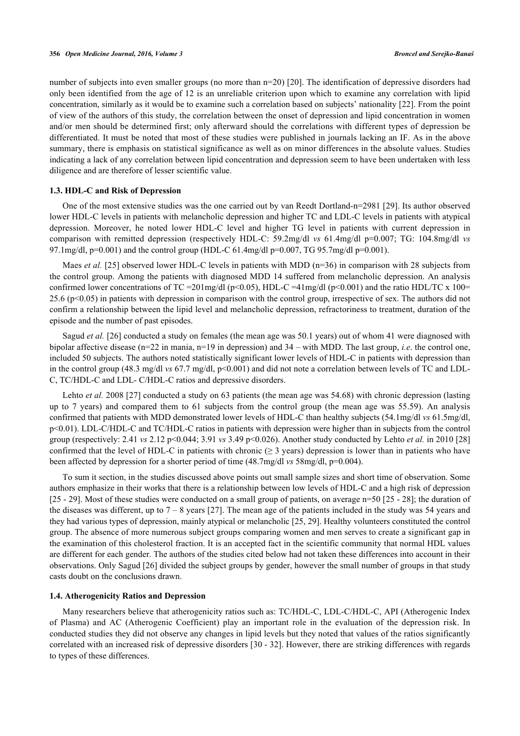number of subjects into even smaller groups (no more than n=20) [20]. The identification of depressive disorders had only been identified from the age of 12 is an unreliable criterion upon which to examine any correlation with lipid concentration, similarly as it would be to examine such a correlation based on subjects' nationality [22]. From the point of view of the authors of this study, the correlation between the onset of depression and lipid concentration in women and/or men should be determined first; only afterward should the correlations with different types of depression be differentiated. It must be noted that most of these studies were published in journals lacking an IF. As in the above summary, there is emphasis on statistical significance as well as on minor differences in the absolute values. Studies indicating a lack of any correlation between lipid concentration and depression seem to have been undertaken with less diligence and are therefore of lesser scientific value.

### 1.3. HDL-C and Risk of Depression

One of the most extensive studies was the one carried out by van Reedt Dortland-n=2981 [29]. Its author observed lower HDL-C levels in patients with melancholic depression and higher TC and LDL-C levels in patients with atypical depression. Moreover, he noted lower HDL-C level and higher TG level in patients with current depression in comparison with remitted depression (respectively HDL-C: 59.2mg/dl *vs* 61.4mg/dl p=0.007; TG: 104.8mg/dl *vs* 97.1mg/dl, p=0.001) and the control group (HDL-C 61.4mg/dl p=0.007, TG 95.7mg/dl p=0.001).

Maes *et al.* [25] observed lower HDL-C levels in patients with MDD (n=36) in comparison with 28 subjects from the control group. Among the patients with diagnosed MDD 14 suffered from melancholic depression. An analysis confirmed lower concentrations of TC =201mg/dl (p<0.05), HDL-C =41mg/dl (p<0.001) and the ratio HDL/TC x 100= 25.6 (p<0.05) in patients with depression in comparison with the control group, irrespective of sex. The authors did not confirm a relationship between the lipid level and melancholic depression, refractoriness to treatment, duration of the episode and the number of past episodes.

Sagud *et al.* [26] conducted a study on females (the mean age was 50.1 years) out of whom 41 were diagnosed with bipolar affective disease (n=22 in mania, n=19 in depression) and 34 – with MDD. The last group, *i.e*. the control one, included 50 subjects. The authors noted statistically significant lower levels of HDL-C in patients with depression than in the control group (48.3 mg/dl *vs* 67.7 mg/dl, p<0.001) and did not note a correlation between levels of TC and LDL-C, TC/HDL-C and LDL- C/HDL-C ratios and depressive disorders.

Lehto *et al.* 2008 [27] conducted a study on 63 patients (the mean age was 54.68) with chronic depression (lasting up to 7 years) and compared them to 61 subjects from the control group (the mean age was 55.59). An analysis confirmed that patients with MDD demonstrated lower levels of HDL-C than healthy subjects (54.1mg/dl *vs* 61.5mg/dl, p<0.01). LDL-C/HDL-C and TC/HDL-C ratios in patients with depression were higher than in subjects from the control group (respectively: 2.41 *vs* 2.12 p<0.044; 3.91 *vs* 3.49 p<0.026). Another study conducted by Lehto *et al.* in 2010 [28] confirmed that the level of HDL-C in patients with chronic ($\geq$ 3 years) depression is lower than in patients who have been affected by depression for a shorter period of time (48.7mg/dl *vs* 58mg/dl, p=0.004).

To sum it section, in the studies discussed above points out small sample sizes and short time of observation. Some authors emphasize in their works that there is a relationship between low levels of HDL-C and a high risk of depression [25 - 29]. Most of these studies were conducted on a small group of patients, on average n=50 [25 - 28]; the duration of the diseases was different, up to 7 – 8 years [27]. The mean age of the patients included in the study was 54 years and they had various types of depression, mainly atypical or melancholic [25, 29]. Healthy volunteers constituted the control group. The absence of more numerous subject groups comparing women and men serves to create a significant gap in the examination of this cholesterol fraction. It is an accepted fact in the scientific community that normal HDL values are different for each gender. The authors of the studies cited below had not taken these differences into account in their observations. Only Sagud [26] divided the subject groups by gender, however the small number of groups in that study casts doubt on the conclusions drawn.

### 1.4. Atherogenicity Ratios and Depression

Many researchers believe that atherogenicity ratios such as: TC/HDL-C, LDL-C/HDL-C, API (Atherogenic Index of Plasma) and AC (Atherogenic Coefficient) play an important role in the evaluation of the depression risk. In conducted studies they did not observe any changes in lipid levels but they noted that values of the ratios significantly correlated with an increased risk of depressive disorders [30 - 32]. However, there are striking differences with regards to types of these differences.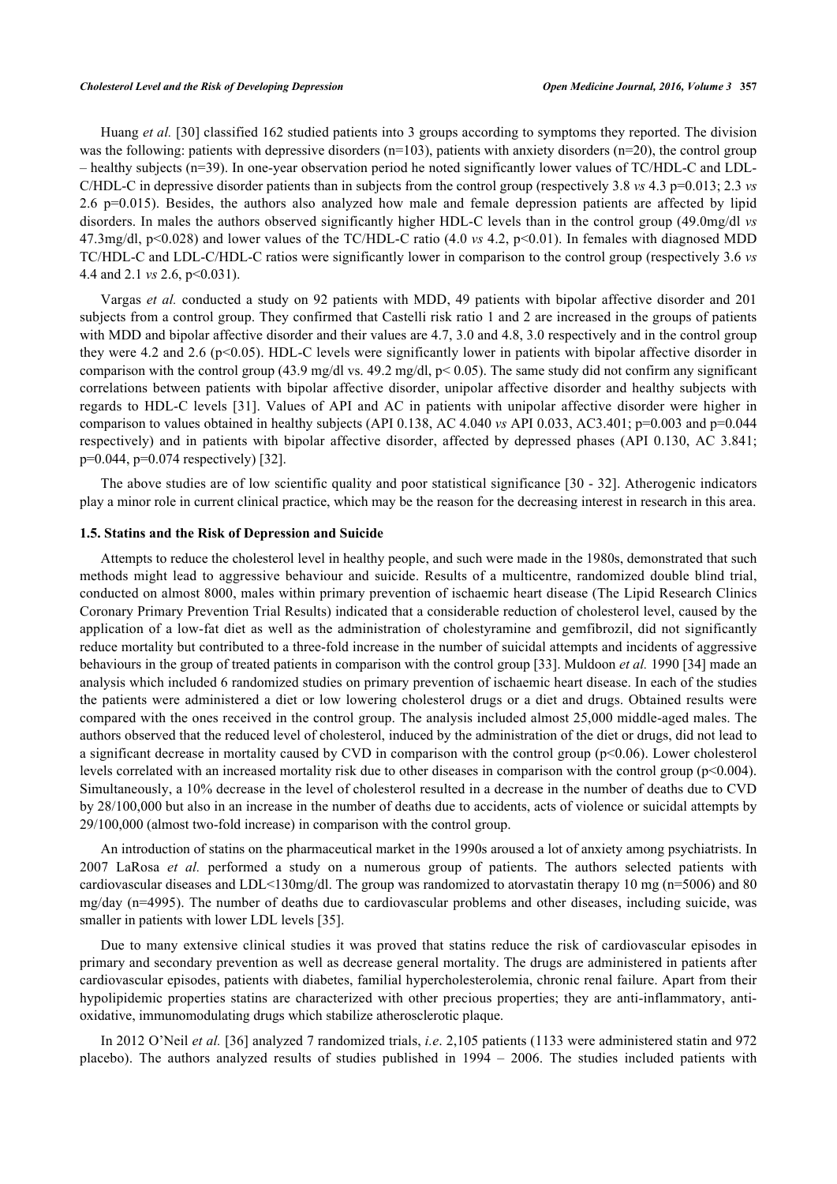Huang *et al.* [30] classified 162 studied patients into 3 groups according to symptoms they reported. The division was the following: patients with depressive disorders (n=103), patients with anxiety disorders (n=20), the control group – healthy subjects (n=39). In one-year observation period he noted significantly lower values of TC/HDL-C and LDL-C/HDL-C in depressive disorder patients than in subjects from the control group (respectively 3.8 *vs* 4.3 p=0.013; 2.3 *vs* 2.6 p=0.015). Besides, the authors also analyzed how male and female depression patients are affected by lipid disorders. In males the authors observed significantly higher HDL-C levels than in the control group (49.0mg/dl *vs* 47.3mg/dl, p<0.028) and lower values of the TC/HDL-C ratio (4.0 *vs* 4.2, p<0.01). In females with diagnosed MDD TC/HDL-C and LDL-C/HDL-C ratios were significantly lower in comparison to the control group (respectively 3.6 *vs* 4.4 and 2.1 *vs* 2.6, p<0.031).

Vargas *et al.* conducted a study on 92 patients with MDD, 49 patients with bipolar affective disorder and 201 subjects from a control group. They confirmed that Castelli risk ratio 1 and 2 are increased in the groups of patients with MDD and bipolar affective disorder and their values are 4.7, 3.0 and 4.8, 3.0 respectively and in the control group they were 4.2 and 2.6 (p<0.05). HDL-C levels were significantly lower in patients with bipolar affective disorder in comparison with the control group (43.9 mg/dl vs. 49.2 mg/dl, p< 0.05). The same study did not confirm any significant correlations between patients with bipolar affective disorder, unipolar affective disorder and healthy subjects with regards to HDL-C levels [31]. Values of API and AC in patients with unipolar affective disorder were higher in comparison to values obtained in healthy subjects (API 0.138, AC 4.040 *vs* API 0.033, AC3.401; p=0.003 and p=0.044 respectively) and in patients with bipolar affective disorder, affected by depressed phases (API 0.130, AC 3.841; p=0.044, p=0.074 respectively) [32].

The above studies are of low scientific quality and poor statistical significance [30 - 32]. Atherogenic indicators play a minor role in current clinical practice, which may be the reason for the decreasing interest in research in this area.

### 1.5. Statins and the Risk of Depression and Suicide

Attempts to reduce the cholesterol level in healthy people, and such were made in the 1980s, demonstrated that such methods might lead to aggressive behaviour and suicide. Results of a multicentre, randomized double blind trial, conducted on almost 8000, males within primary prevention of ischaemic heart disease (The Lipid Research Clinics Coronary Primary Prevention Trial Results) indicated that a considerable reduction of cholesterol level, caused by the application of a low-fat diet as well as the administration of cholestyramine and gemfibrozil, did not significantly reduce mortality but contributed to a three-fold increase in the number of suicidal attempts and incidents of aggressive behaviours in the group of treated patients in comparison with the control group [33]. Muldoon *et al.* 1990 [34] made an analysis which included 6 randomized studies on primary prevention of ischaemic heart disease. In each of the studies the patients were administered a diet or low lowering cholesterol drugs or a diet and drugs. Obtained results were compared with the ones received in the control group. The analysis included almost 25,000 middle-aged males. The authors observed that the reduced level of cholesterol, induced by the administration of the diet or drugs, did not lead to a significant decrease in mortality caused by CVD in comparison with the control group (p<0.06). Lower cholesterol levels correlated with an increased mortality risk due to other diseases in comparison with the control group (p<0.004). Simultaneously, a 10% decrease in the level of cholesterol resulted in a decrease in the number of deaths due to CVD by 28/100,000 but also in an increase in the number of deaths due to accidents, acts of violence or suicidal attempts by 29/100,000 (almost two-fold increase) in comparison with the control group.

An introduction of statins on the pharmaceutical market in the 1990s aroused a lot of anxiety among psychiatrists. In 2007 LaRosa *et al.* performed a study on a numerous group of patients. The authors selected patients with cardiovascular diseases and LDL<130mg/dl. The group was randomized to atorvastatin therapy 10 mg (n=5006) and 80 mg/day (n=4995). The number of deaths due to cardiovascular problems and other diseases, including suicide, was smaller in patients with lower LDL levels [35].

Due to many extensive clinical studies it was proved that statins reduce the risk of cardiovascular episodes in primary and secondary prevention as well as decrease general mortality. The drugs are administered in patients after cardiovascular episodes, patients with diabetes, familial hypercholesterolemia, chronic renal failure. Apart from their hypolipidemic properties statins are characterized with other precious properties; they are anti-inflammatory, anti-oxidative, immunomodulating drugs which stabilize atherosclerotic plaque.

In 2012 O'Neil *et al.* [36] analyzed 7 randomized trials, *i.e*. 2,105 patients (1133 were administered statin and 972 placebo). The authors analyzed results of studies published in 1994 – 2006. The studies included patients with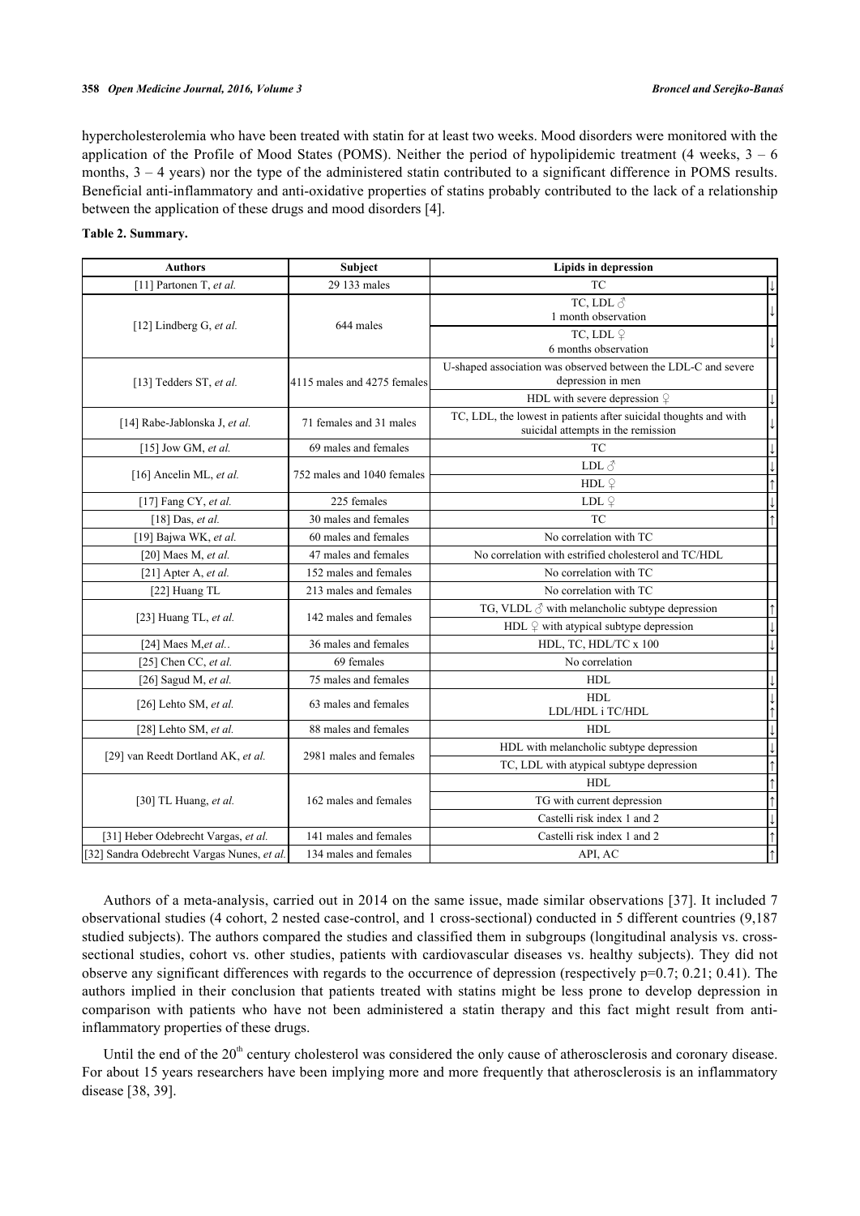hypercholesterolemia who have been treated with statin for at least two weeks. Mood disorders were monitored with the application of the Profile of Mood States (POMS). Neither the period of hypolipidemic treatment (4 weeks, 3 – 6 months, 3 – 4 years) nor the type of the administered statin contributed to a significant difference in POMS results. Beneficial anti-inflammatory and anti-oxidative properties of statins probably contributed to the lack of a relationship between the application of these drugs and mood disorders [4].

**Table 2. Summary.**

| Authors | Subject | Lipids in depression | |
|---|---|---|---|
| [11] Partonen T, *et al.* | 29 133 males | TC | ↓ |
| [12] Lindberg G, *et al.* | 644 males | TC, LDL ♂ 1 month observation | ↓ |
| | | TC, LDL ♀ 6 months observation | ↓ |
| [13] Tedders ST, *et al.* | 4115 males and 4275 females | U-shaped association was observed between the LDL-C and severe depression in men | |
| | | HDL with severe depression ♀ | ↓ |
| [14] Rabe-Jablonska J, *et al.* | 71 females and 31 males | TC, LDL, the lowest in patients after suicidal thoughts and with suicidal attempts in the remission | ↓ |
| [15] Jow GM, *et al.* | 69 males and females | TC | ↓ |
| [16] Ancelin ML, *et al.* | 752 males and 1040 females | LDL ♂ | ↓ |
| | | HDL ♀ | ↑ |
| [17] Fang CY, *et al.* | 225 females | LDL ♀ | ↓ |
| [18] Das, *et al.* | 30 males and females | TC | ↑ |
| [19] Bajwa WK, *et al.* | 60 males and females | No correlation with TC | |
| [20] Maes M, *et al.* | 47 males and females | No correlation with estrified cholesterol and TC/HDL | |
| [21] Apter A, *et al.* | 152 males and females | No correlation with TC | |
| [22] Huang TL | 213 males and females | No correlation with TC | |
| [23] Huang TL, *et al.* | 142 males and females | TG, VLDL ♂ with melancholic subtype depression | ↑ |
| | | HDL ♀ with atypical subtype depression | ↓ |
| [24] Maes M,*et al.*. | 36 males and females | HDL, TC, HDL/TC x 100 | ↓ |
| [25] Chen CC, *et al.* | 69 females | No correlation | |
| [26] Sagud M, *et al.* | 75 males and females | HDL | ↓ |
| [26] Lehto SM, *et al.* | 63 males and females | HDL<br>LDL/HDL i TC/HDL | ↓<br>↑ |
| [28] Lehto SM, *et al.* | 88 males and females | HDL | ↓ |
| [29] van Reedt Dortland AK, *et al.* | 2981 males and females | HDL with melancholic subtype depression | ↓ |
| | | TC, LDL with atypical subtype depression | ↑ |
| [30] TL Huang, *et al.* | 162 males and females | HDL | ↑ |
| | | TG with current depression | ↑ |
| | | Castelli risk index 1 and 2 | ↓ |
| [31] Heber Odebrecht Vargas, *et al.* | 141 males and females | Castelli risk index 1 and 2 | ↑ |
| [32] Sandra Odebrecht Vargas Nunes, *et al.* | 134 males and females | API, AC | ↑ |

Authors of a meta-analysis, carried out in 2014 on the same issue, made similar observations [37]. It included 7 observational studies (4 cohort, 2 nested case-control, and 1 cross-sectional) conducted in 5 different countries (9,187 studied subjects). The authors compared the studies and classified them in subgroups (longitudinal analysis vs. cross-sectional studies, cohort vs. other studies, patients with cardiovascular diseases vs. healthy subjects). They did not observe any significant differences with regards to the occurrence of depression (respectively p=0.7; 0.21; 0.41). The authors implied in their conclusion that patients treated with statins might be less prone to develop depression in comparison with patients who have not been administered a statin therapy and this fact might result from anti-inflammatory properties of these drugs.

Until the end of the 20th century cholesterol was considered the only cause of atherosclerosis and coronary disease. For about 15 years researchers have been implying more and more frequently that atherosclerosis is an inflammatory disease [38, 39].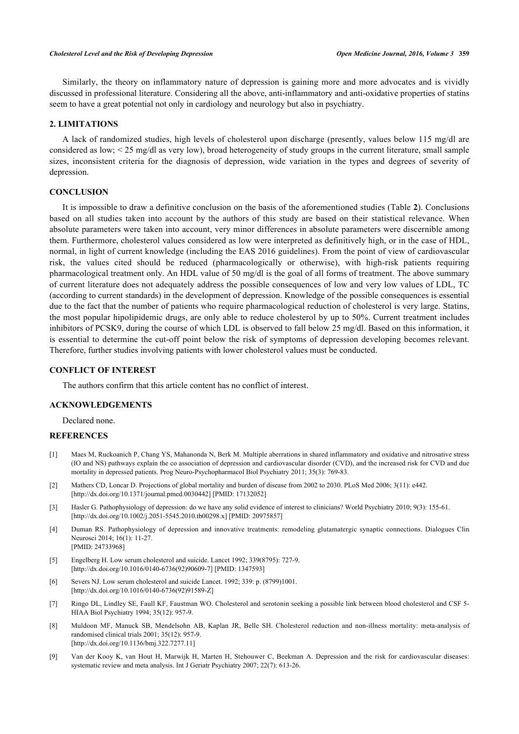Similarly, the theory on inflammatory nature of depression is gaining more and more advocates and is vividly discussed in professional literature. Considering all the above, anti-inflammatory and anti-oxidative properties of statins seem to have a great potential not only in cardiology and neurology but also in psychiatry.

## 2. LIMITATIONS

A lack of randomized studies, high levels of cholesterol upon discharge (presently, values below 115 mg/dl are considered as low; < 25 mg/dl as very low), broad heterogeneity of study groups in the current literature, small sample sizes, inconsistent criteria for the diagnosis of depression, wide variation in the types and degrees of severity of depression.

## CONCLUSION

It is impossible to draw a definitive conclusion on the basis of the aforementioned studies (Table **2**). Conclusions based on all studies taken into account by the authors of this study are based on their statistical relevance. When absolute parameters were taken into account, very minor differences in absolute parameters were discernible among them. Furthermore, cholesterol values considered as low were interpreted as definitively high, or in the case of HDL, normal, in light of current knowledge (including the EAS 2016 guidelines). From the point of view of cardiovascular risk, the values cited should be reduced (pharmacologically or otherwise), with high-risk patients requiring pharmacological treatment only. An HDL value of 50 mg/dl is the goal of all forms of treatment. The above summary of current literature does not adequately address the possible consequences of low and very low values of LDL, TC (according to current standards) in the development of depression. Knowledge of the possible consequences is essential due to the fact that the number of patients who require pharmacological reduction of cholesterol is very large. Statins, the most popular hipolipidemic drugs, are only able to reduce cholesterol by up to 50%. Current treatment includes inhibitors of PCSK9, during the course of which LDL is observed to fall below 25 mg/dl. Based on this information, it is essential to determine the cut-off point below the risk of symptoms of depression developing becomes relevant. Therefore, further studies involving patients with lower cholesterol values must be conducted.

## CONFLICT OF INTEREST

The authors confirm that this article content has no conflict of interest.

## ACKNOWLEDGEMENTS

Declared none.

## REFERENCES

[1] Maes M, Ruckoanich P, Chang YS, Mahanonda N, Berk M. Multiple aberrations in shared inflammatory and oxidative and nitrosative stress (IO and NS) pathways explain the co association of depression and cardiovascular disorder (CVD), and the increased risk for CVD and due mortality in depressed patients. Prog Neuro-Psychopharmacol Biol Psychiatry 2011; 35(3): 769-83.

[2] Mathers CD, Loncar D. Projections of global mortality and burden of disease from 2002 to 2030. PLoS Med 2006; 3(11): e442. [http://dx.doi.org/10.1371/journal.pmed.0030442] [PMID: 17132052]

[3] Hasler G. Pathophysiology of depression: do we have any solid evidence of interest to clinicians? World Psychiatry 2010; 9(3): 155-61. [http://dx.doi.org/10.1002/j.2051-5545.2010.tb00298.x] [PMID: 20975857]

[4] Duman RS. Pathophysiology of depression and innovative treatments: remodeling glutamatergic synaptic connections. Dialogues Clin Neurosci 2014; 16(1): 11-27. [PMID: 24733968]

[5] Engelberg H. Low serum cholesterol and suicide. Lancet 1992; 339(8795): 727-9. [http://dx.doi.org/10.1016/0140-6736(92)90609-7] [PMID: 1347593]

[6] Severs NJ. Low serum cholesterol and suicide Lancet. 1992; 339: p. (8799)1001. [http://dx.doi.org/10.1016/0140-6736(92)91589-Z]

[7] Ringo DL, Lindley SE, Faull KF, Faustman WO. Cholesterol and serotonin seeking a possible link between blood cholesterol and CSF 5-HIAA Biol Psychiatry 1994; 35(12): 957-9.

[8] Muldoon MF, Manuck SB, Mendelsohn AB, Kaplan JR, Belle SH. Cholesterol reduction and non-illness mortality: meta-analysis of randomised clinical trials 2001; 35(12): 957-9. [http://dx.doi.org/10.1136/bmj.322.7277.11]

[9] Van der Kooy K, van Hout H, Marwijk H, Marten H, Stehouwer C, Beekman A. Depression and the risk for cardiovascular diseases: systematic review and meta analysis. Int J Geriatr Psychiatry 2007; 22(7): 613-26.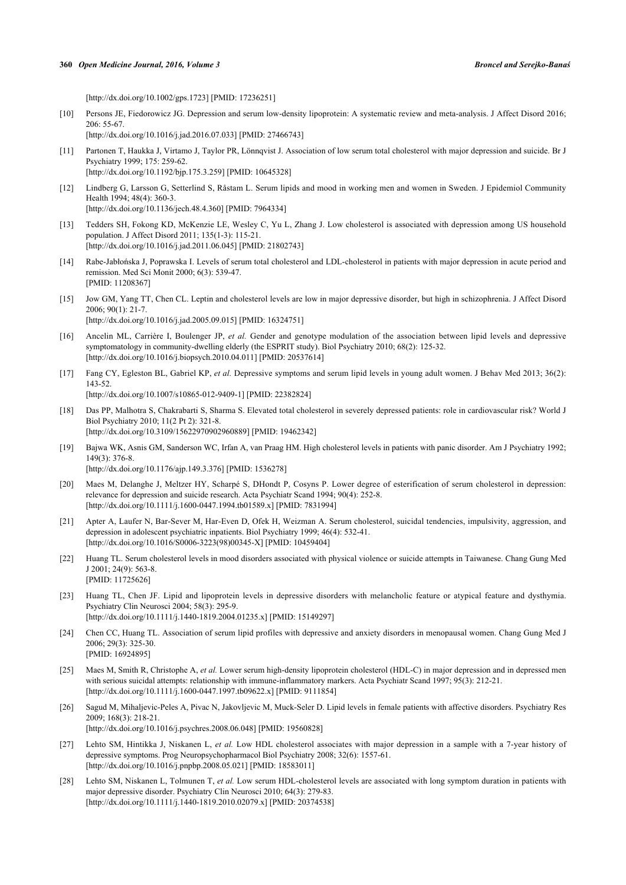[http://dx.doi.org/10.1002/gps.1723] [PMID: 17236251]

[10] Persons JE, Fiedorowicz JG. Depression and serum low-density lipoprotein: A systematic review and meta-analysis. J Affect Disord 2016; 206: 55-67.
[http://dx.doi.org/10.1016/j.jad.2016.07.033] [PMID: 27466743]

[11] Partonen T, Haukka J, Virtamo J, Taylor PR, Lönnqvist J. Association of low serum total cholesterol with major depression and suicide. Br J Psychiatry 1999; 175: 259-62.
[http://dx.doi.org/10.1192/bjp.175.3.259] [PMID: 10645328]

[12] Lindberg G, Larsson G, Setterlind S, Råstam L. Serum lipids and mood in working men and women in Sweden. J Epidemiol Community Health 1994; 48(4): 360-3.
[http://dx.doi.org/10.1136/jech.48.4.360] [PMID: 7964334]

[13] Tedders SH, Fokong KD, McKenzie LE, Wesley C, Yu L, Zhang J. Low cholesterol is associated with depression among US household population. J Affect Disord 2011; 135(1-3): 115-21.
[http://dx.doi.org/10.1016/j.jad.2011.06.045] [PMID: 21802743]

[14] Rabe-Jabłońska J, Poprawska I. Levels of serum total cholesterol and LDL-cholesterol in patients with major depression in acute period and remission. Med Sci Monit 2000; 6(3): 539-47.
[PMID: 11208367]

[15] Jow GM, Yang TT, Chen CL. Leptin and cholesterol levels are low in major depressive disorder, but high in schizophrenia. J Affect Disord 2006; 90(1): 21-7.
[http://dx.doi.org/10.1016/j.jad.2005.09.015] [PMID: 16324751]

[16] Ancelin ML, Carrière I, Boulenger JP, *et al.* Gender and genotype modulation of the association between lipid levels and depressive symptomatology in community-dwelling elderly (the ESPRIT study). Biol Psychiatry 2010; 68(2): 125-32.
[http://dx.doi.org/10.1016/j.biopsych.2010.04.011] [PMID: 20537614]

[17] Fang CY, Egleston BL, Gabriel KP, *et al.* Depressive symptoms and serum lipid levels in young adult women. J Behav Med 2013; 36(2): 143-52.
[http://dx.doi.org/10.1007/s10865-012-9409-1] [PMID: 22382824]

[18] Das PP, Malhotra S, Chakrabarti S, Sharma S. Elevated total cholesterol in severely depressed patients: role in cardiovascular risk? World J Biol Psychiatry 2010; 11(2 Pt 2): 321-8.
[http://dx.doi.org/10.3109/15622970902960889] [PMID: 19462342]

[19] Bajwa WK, Asnis GM, Sanderson WC, Irfan A, van Praag HM. High cholesterol levels in patients with panic disorder. Am J Psychiatry 1992; 149(3): 376-8.
[http://dx.doi.org/10.1176/ajp.149.3.376] [PMID: 1536278]

[20] Maes M, Delanghe J, Meltzer HY, Scharpé S, DHondt P, Cosyns P. Lower degree of esterification of serum cholesterol in depression: relevance for depression and suicide research. Acta Psychiatr Scand 1994; 90(4): 252-8.
[http://dx.doi.org/10.1111/j.1600-0447.1994.tb01589.x] [PMID: 7831994]

[21] Apter A, Laufer N, Bar-Sever M, Har-Even D, Ofek H, Weizman A. Serum cholesterol, suicidal tendencies, impulsivity, aggression, and depression in adolescent psychiatric inpatients. Biol Psychiatry 1999; 46(4): 532-41.
[http://dx.doi.org/10.1016/S0006-3223(98)00345-X] [PMID: 10459404]

[22] Huang TL. Serum cholesterol levels in mood disorders associated with physical violence or suicide attempts in Taiwanese. Chang Gung Med J 2001; 24(9): 563-8.
[PMID: 11725626]

[23] Huang TL, Chen JF. Lipid and lipoprotein levels in depressive disorders with melancholic feature or atypical feature and dysthymia. Psychiatry Clin Neurosci 2004; 58(3): 295-9.
[http://dx.doi.org/10.1111/j.1440-1819.2004.01235.x] [PMID: 15149297]

[24] Chen CC, Huang TL. Association of serum lipid profiles with depressive and anxiety disorders in menopausal women. Chang Gung Med J 2006; 29(3): 325-30.
[PMID: 16924895]

[25] Maes M, Smith R, Christophe A, *et al.* Lower serum high-density lipoprotein cholesterol (HDL-C) in major depression and in depressed men with serious suicidal attempts: relationship with immune-inflammatory markers. Acta Psychiatr Scand 1997; 95(3): 212-21.
[http://dx.doi.org/10.1111/j.1600-0447.1997.tb09622.x] [PMID: 9111854]

[26] Sagud M, Mihaljevic-Peles A, Pivac N, Jakovljevic M, Muck-Seler D. Lipid levels in female patients with affective disorders. Psychiatry Res 2009; 168(3): 218-21.
[http://dx.doi.org/10.1016/j.psychres.2008.06.048] [PMID: 19560828]

[27] Lehto SM, Hintikka J, Niskanen L, *et al.* Low HDL cholesterol associates with major depression in a sample with a 7-year history of depressive symptoms. Prog Neuropsychopharmacol Biol Psychiatry 2008; 32(6): 1557-61.
[http://dx.doi.org/10.1016/j.pnpbp.2008.05.021] [PMID: 18583011]

[28] Lehto SM, Niskanen L, Tolmunen T, *et al.* Low serum HDL-cholesterol levels are associated with long symptom duration in patients with major depressive disorder. Psychiatry Clin Neurosci 2010; 64(3): 279-83.
[http://dx.doi.org/10.1111/j.1440-1819.2010.02079.x] [PMID: 20374538]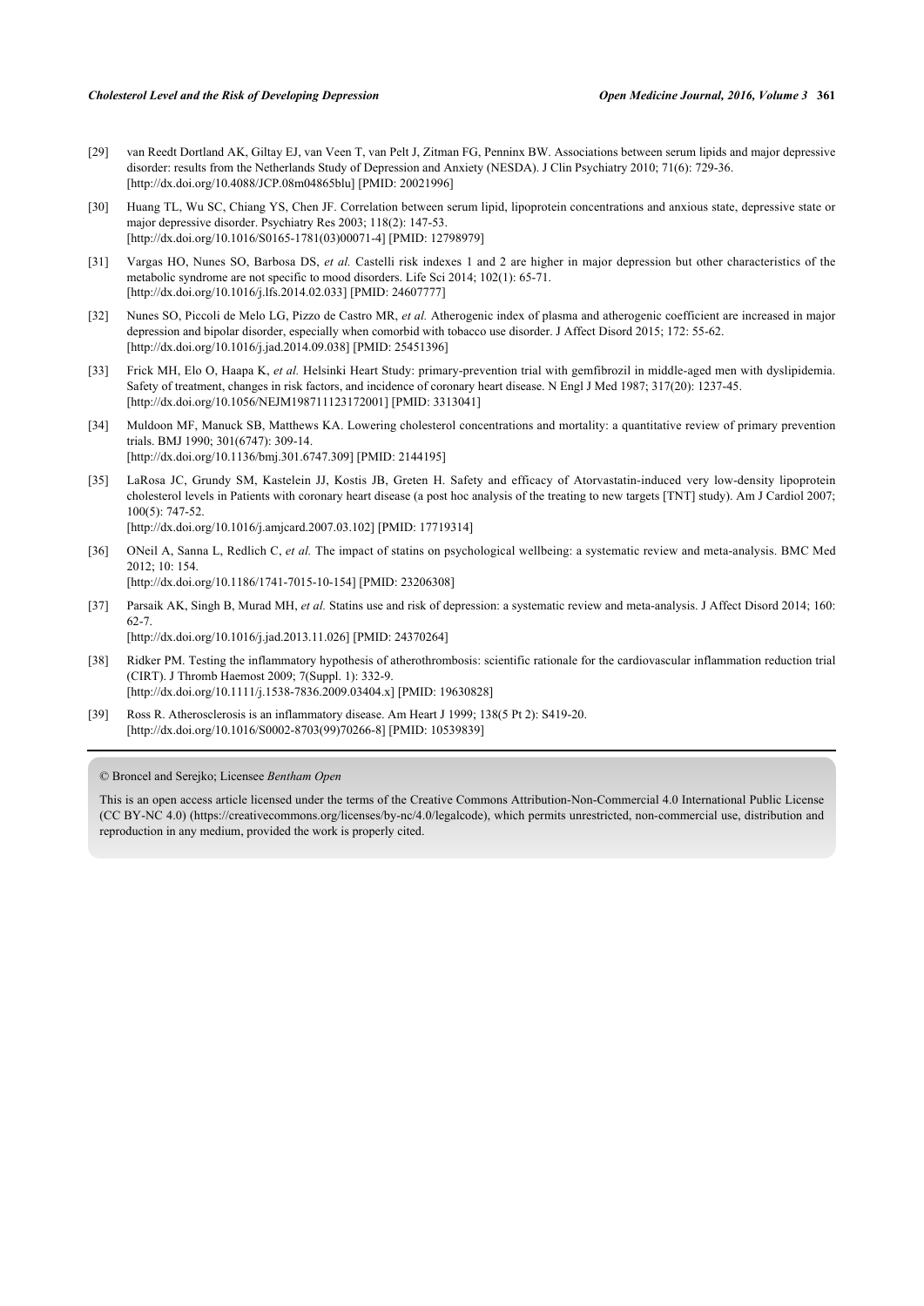[29] van Reedt Dortland AK, Giltay EJ, van Veen T, van Pelt J, Zitman FG, Penninx BW. Associations between serum lipids and major depressive disorder: results from the Netherlands Study of Depression and Anxiety (NESDA). J Clin Psychiatry 2010; 71(6): 729-36. [http://dx.doi.org/10.4088/JCP.08m04865blu] [PMID: 20021996]

[30] Huang TL, Wu SC, Chiang YS, Chen JF. Correlation between serum lipid, lipoprotein concentrations and anxious state, depressive state or major depressive disorder. Psychiatry Res 2003; 118(2): 147-53. [http://dx.doi.org/10.1016/S0165-1781(03)00071-4] [PMID: 12798979]

[31] Vargas HO, Nunes SO, Barbosa DS, *et al.* Castelli risk indexes 1 and 2 are higher in major depression but other characteristics of the metabolic syndrome are not specific to mood disorders. Life Sci 2014; 102(1): 65-71. [http://dx.doi.org/10.1016/j.lfs.2014.02.033] [PMID: 24607777]

[32] Nunes SO, Piccoli de Melo LG, Pizzo de Castro MR, *et al.* Atherogenic index of plasma and atherogenic coefficient are increased in major depression and bipolar disorder, especially when comorbid with tobacco use disorder. J Affect Disord 2015; 172: 55-62. [http://dx.doi.org/10.1016/j.jad.2014.09.038] [PMID: 25451396]

[33] Frick MH, Elo O, Haapa K, *et al.* Helsinki Heart Study: primary-prevention trial with gemfibrozil in middle-aged men with dyslipidemia. Safety of treatment, changes in risk factors, and incidence of coronary heart disease. N Engl J Med 1987; 317(20): 1237-45. [http://dx.doi.org/10.1056/NEJM198711123172001] [PMID: 3313041]

[34] Muldoon MF, Manuck SB, Matthews KA. Lowering cholesterol concentrations and mortality: a quantitative review of primary prevention trials. BMJ 1990; 301(6747): 309-14. [http://dx.doi.org/10.1136/bmj.301.6747.309] [PMID: 2144195]

[35] LaRosa JC, Grundy SM, Kastelein JJ, Kostis JB, Greten H. Safety and efficacy of Atorvastatin-induced very low-density lipoprotein cholesterol levels in Patients with coronary heart disease (a post hoc analysis of the treating to new targets [TNT] study). Am J Cardiol 2007; 100(5): 747-52. [http://dx.doi.org/10.1016/j.amjcard.2007.03.102] [PMID: 17719314]

[36] ONeil A, Sanna L, Redlich C, *et al.* The impact of statins on psychological wellbeing: a systematic review and meta-analysis. BMC Med 2012; 10: 154. [http://dx.doi.org/10.1186/1741-7015-10-154] [PMID: 23206308]

[37] Parsaik AK, Singh B, Murad MH, *et al.* Statins use and risk of depression: a systematic review and meta-analysis. J Affect Disord 2014; 160: 62-7. [http://dx.doi.org/10.1016/j.jad.2013.11.026] [PMID: 24370264]

[38] Ridker PM. Testing the inflammatory hypothesis of atherothrombosis: scientific rationale for the cardiovascular inflammation reduction trial (CIRT). J Thromb Haemost 2009; 7(Suppl. 1): 332-9. [http://dx.doi.org/10.1111/j.1538-7836.2009.03404.x] [PMID: 19630828]

[39] Ross R. Atherosclerosis is an inflammatory disease. Am Heart J 1999; 138(5 Pt 2): S419-20. [http://dx.doi.org/10.1016/S0002-8703(99)70266-8] [PMID: 10539839]

---

© Broncel and Serejko; Licensee *Bentham Open*

This is an open access article licensed under the terms of the Creative Commons Attribution-Non-Commercial 4.0 International Public License (CC BY-NC 4.0) (https://creativecommons.org/licenses/by-nc/4.0/legalcode), which permits unrestricted, non-commercial use, distribution and reproduction in any medium, provided the work is properly cited.